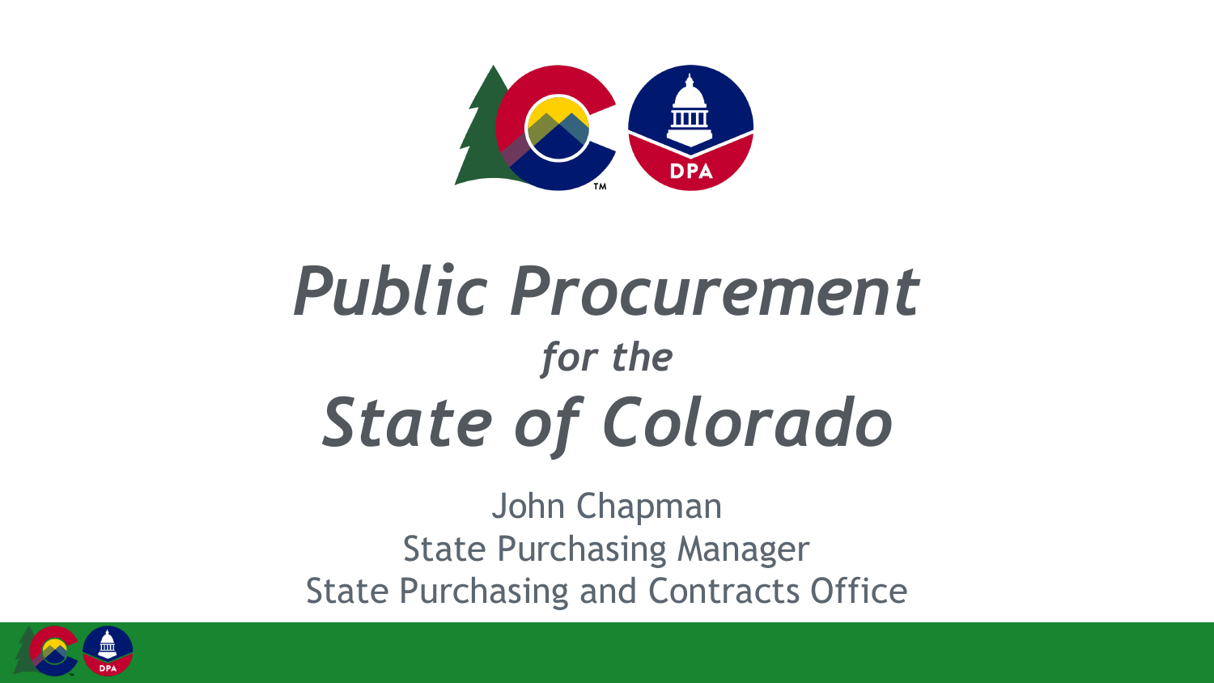# *Public Procurement*
## *for the*
# *State of Colorado*

John Chapman
State Purchasing Manager
State Purchasing and Contracts Office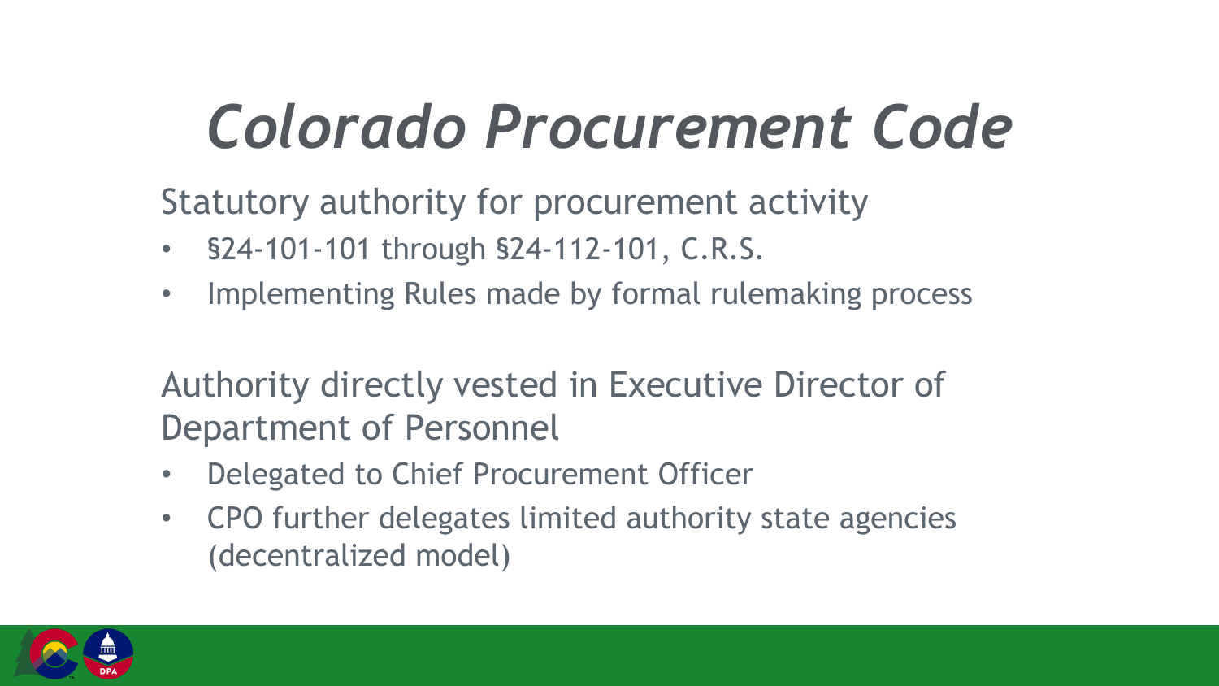# *Colorado Procurement Code*

Statutory authority for procurement activity

- §24-101-101 through §24-112-101, C.R.S.
- Implementing Rules made by formal rulemaking process

Authority directly vested in Executive Director of Department of Personnel

- Delegated to Chief Procurement Officer
- CPO further delegates limited authority state agencies (decentralized model)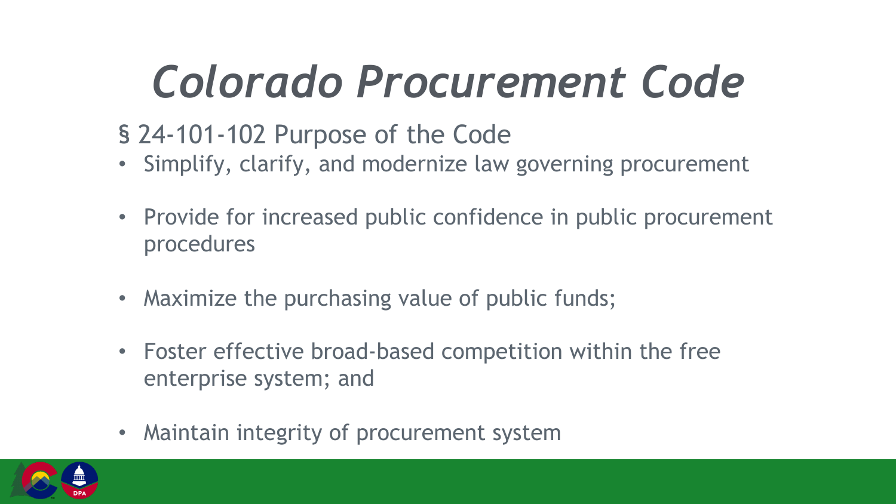# *Colorado Procurement Code*

§ 24-101-102 Purpose of the Code

- Simplify, clarify, and modernize law governing procurement
- Provide for increased public confidence in public procurement procedures
- Maximize the purchasing value of public funds;
- Foster effective broad-based competition within the free enterprise system; and
- Maintain integrity of procurement system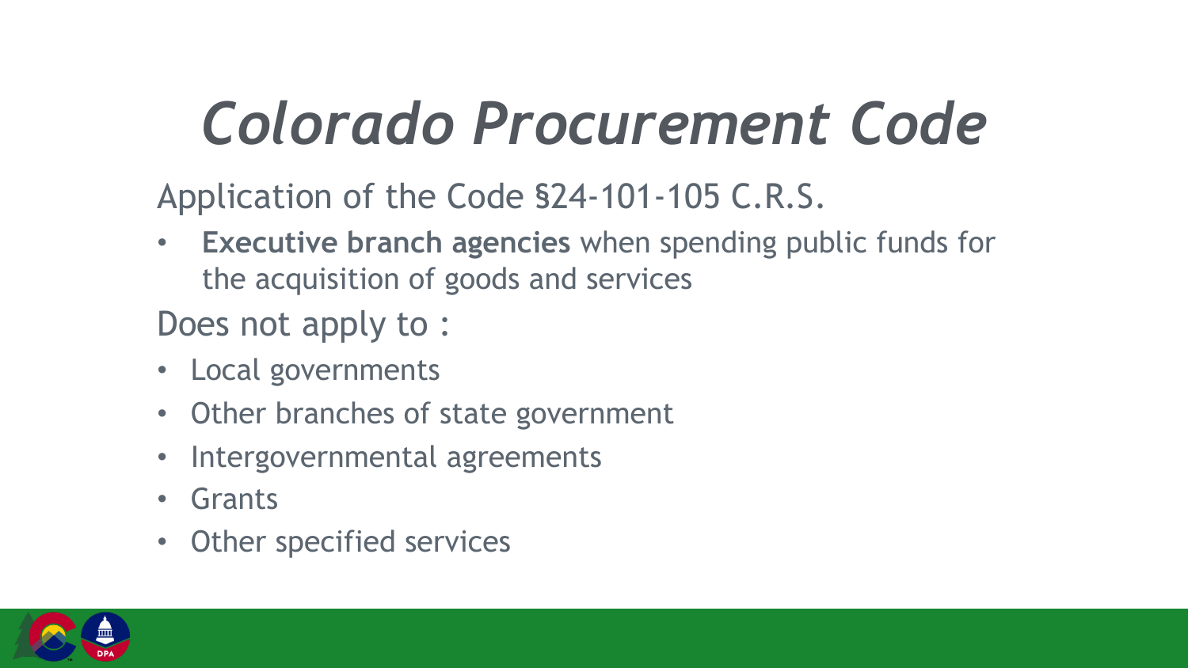# *Colorado Procurement Code*

Application of the Code §24-101-105 C.R.S.

- **Executive branch agencies** when spending public funds for the acquisition of goods and services

Does not apply to :

- Local governments
- Other branches of state government
- Intergovernmental agreements
- Grants
- Other specified services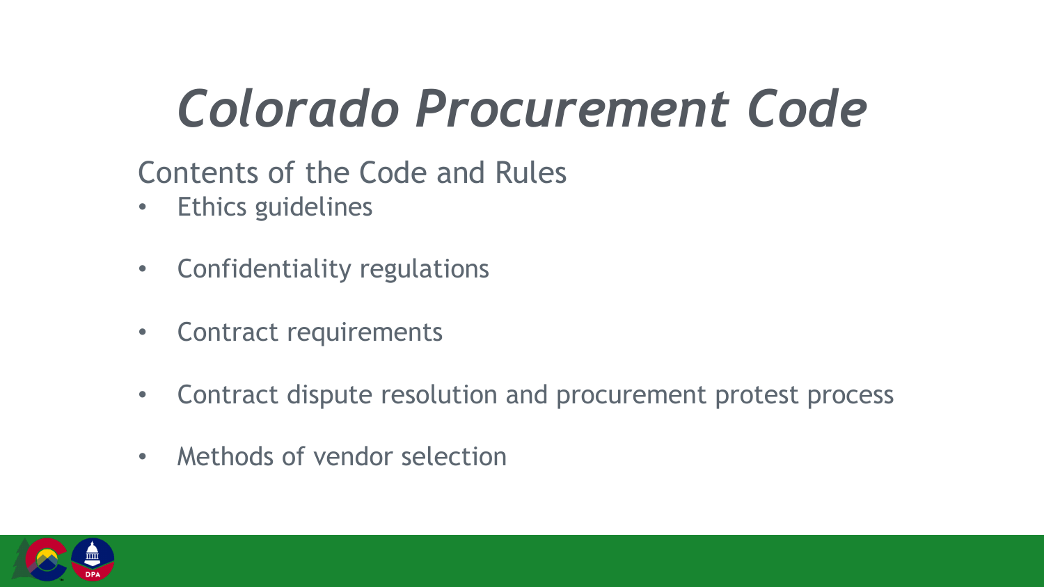# *Colorado Procurement Code*

Contents of the Code and Rules

- Ethics guidelines
- Confidentiality regulations
- Contract requirements
- Contract dispute resolution and procurement protest process
- Methods of vendor selection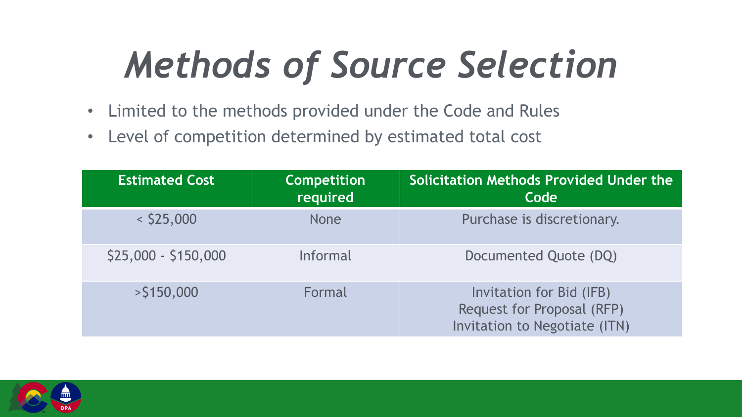# *Methods of Source Selection*

- Limited to the methods provided under the Code and Rules
- Level of competition determined by estimated total cost

| Estimated Cost | Competition required | Solicitation Methods Provided Under the Code |
| --- | --- | --- |
| < $25,000 | None | Purchase is discretionary. |
| $25,000 - $150,000 | Informal | Documented Quote (DQ) |
| >$150,000 | Formal | Invitation for Bid (IFB)<br>Request for Proposal (RFP)<br>Invitation to Negotiate (ITN) |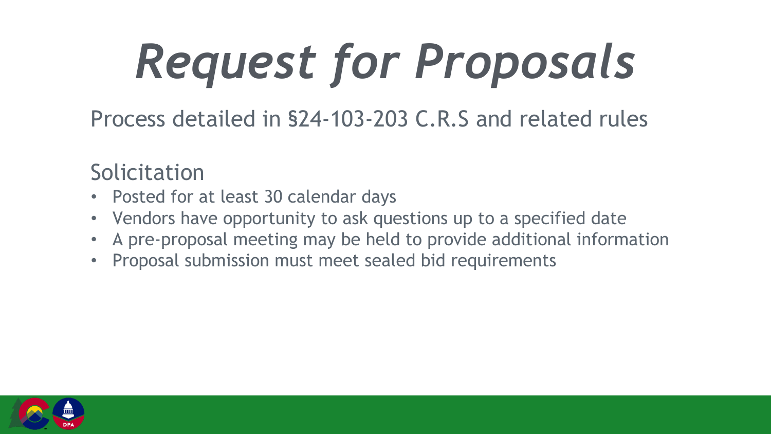# *Request for Proposals*

Process detailed in §24-103-203 C.R.S and related rules

## Solicitation

- Posted for at least 30 calendar days
- Vendors have opportunity to ask questions up to a specified date
- A pre-proposal meeting may be held to provide additional information
- Proposal submission must meet sealed bid requirements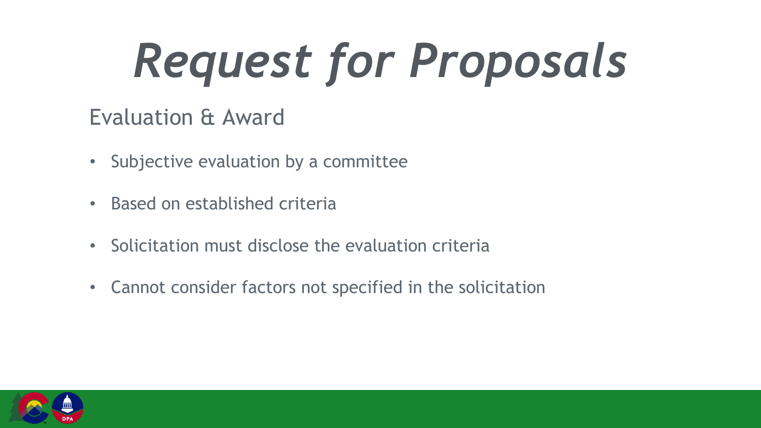# *Request for Proposals*

## Evaluation & Award

- Subjective evaluation by a committee
- Based on established criteria
- Solicitation must disclose the evaluation criteria
- Cannot consider factors not specified in the solicitation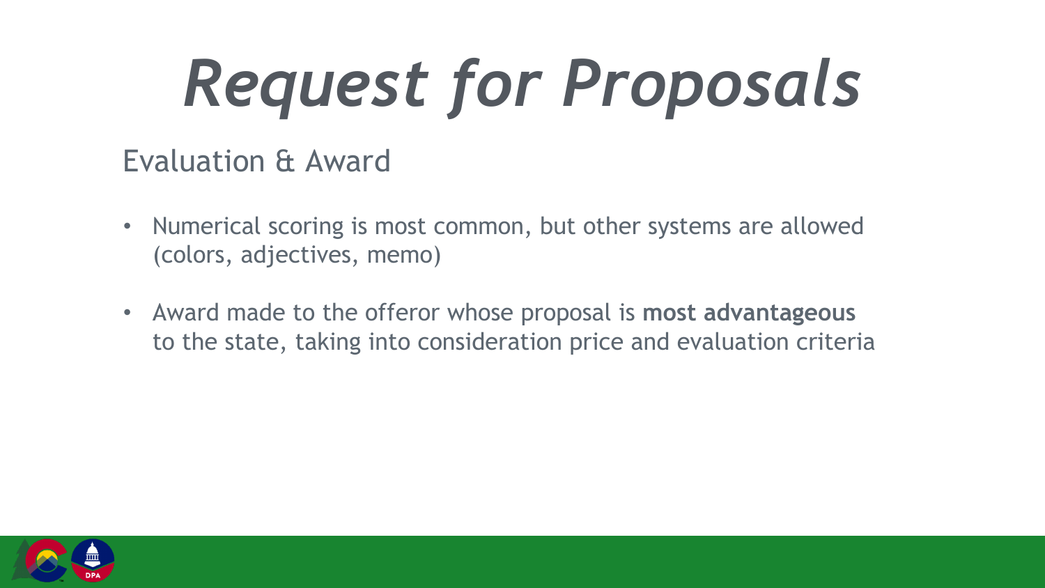# *Request for Proposals*

## Evaluation & Award

- Numerical scoring is most common, but other systems are allowed (colors, adjectives, memo)
- Award made to the offeror whose proposal is **most advantageous** to the state, taking into consideration price and evaluation criteria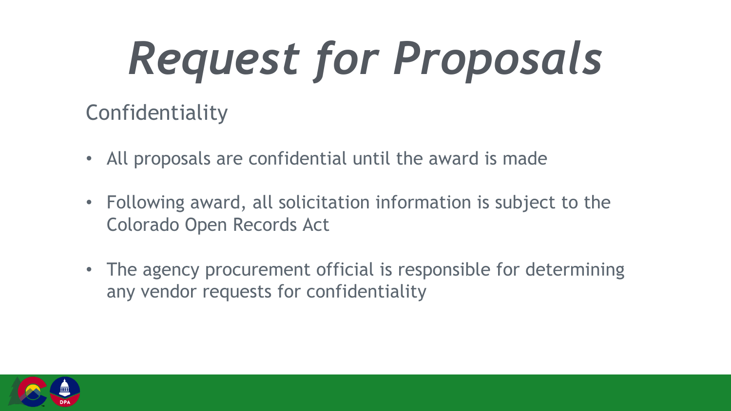# *Request for Proposals*

## Confidentiality

- All proposals are confidential until the award is made
- Following award, all solicitation information is subject to the Colorado Open Records Act
- The agency procurement official is responsible for determining any vendor requests for confidentiality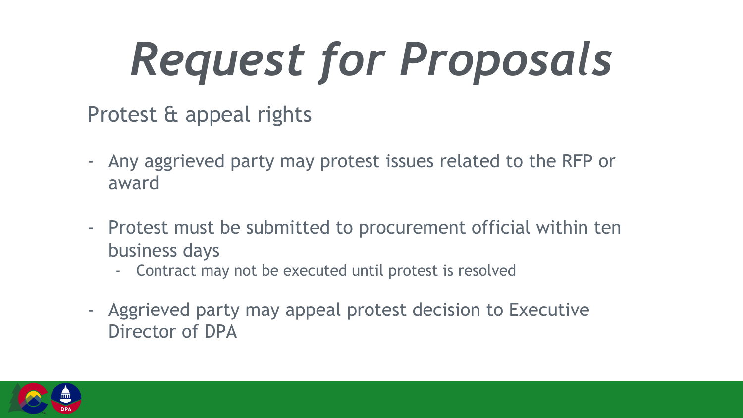# *Request for Proposals*

## Protest & appeal rights

- Any aggrieved party may protest issues related to the RFP or award
- Protest must be submitted to procurement official within ten business days
  - Contract may not be executed until protest is resolved
- Aggrieved party may appeal protest decision to Executive Director of DPA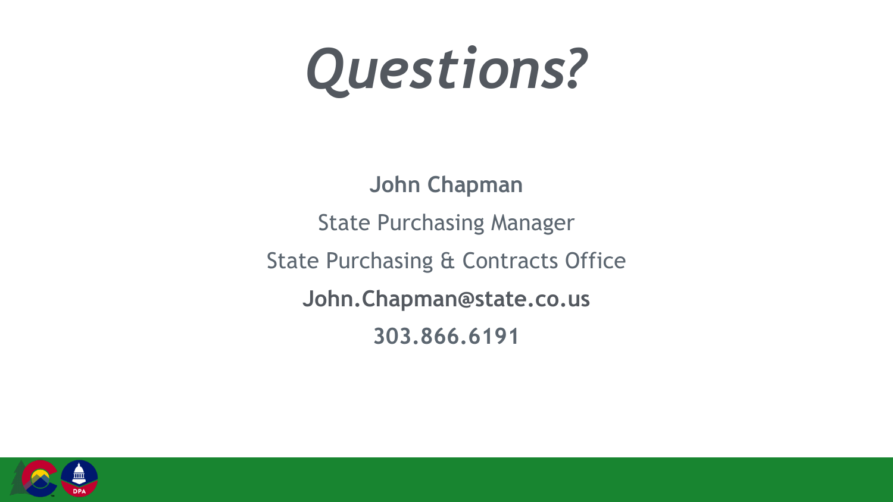# *Questions?*

**John Chapman**

State Purchasing Manager

State Purchasing & Contracts Office

**John.Chapman@state.co.us**

**303.866.6191**